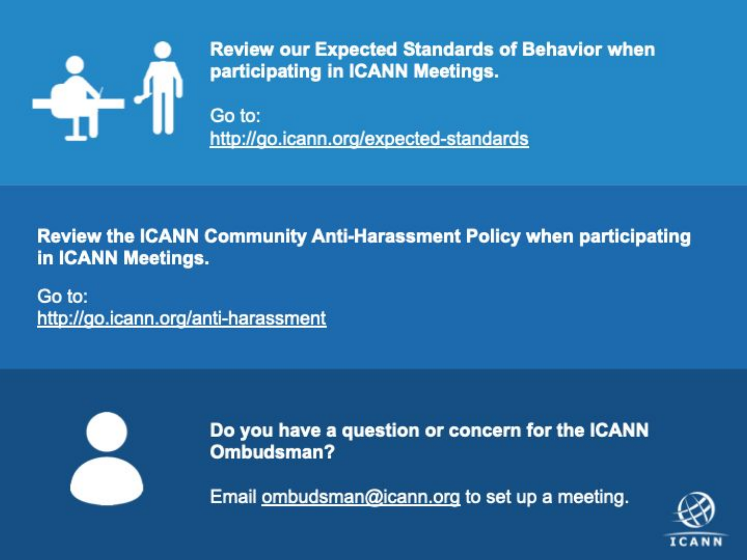**Review our Expected Standards of Behavior when participating in ICANN Meetings.**

Go to:
http://go.icann.org/expected-standards

**Review the ICANN Community Anti-Harassment Policy when participating in ICANN Meetings.**

Go to:
http://go.icann.org/anti-harassment

**Do you have a question or concern for the ICANN Ombudsman?**

Email ombudsman@icann.org to set up a meeting.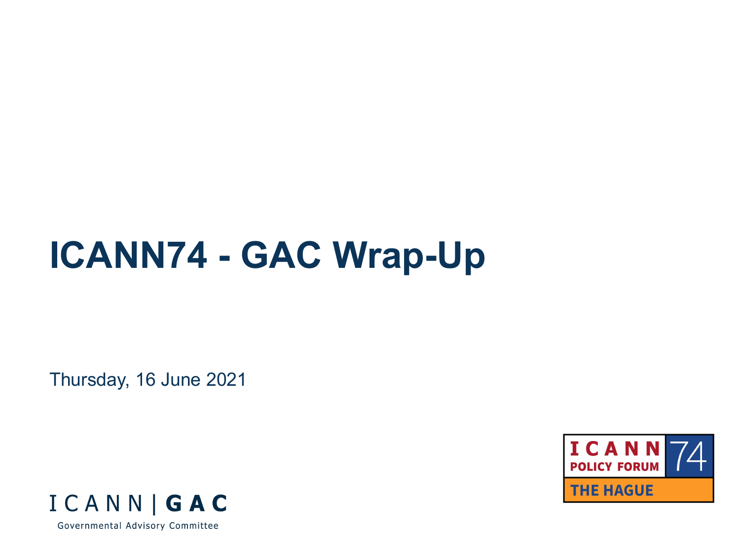# ICANN74 - GAC Wrap-Up

Thursday, 16 June 2021

ICANN | GAC

Governmental Advisory Committee

ICANN POLICY FORUM 74

THE HAGUE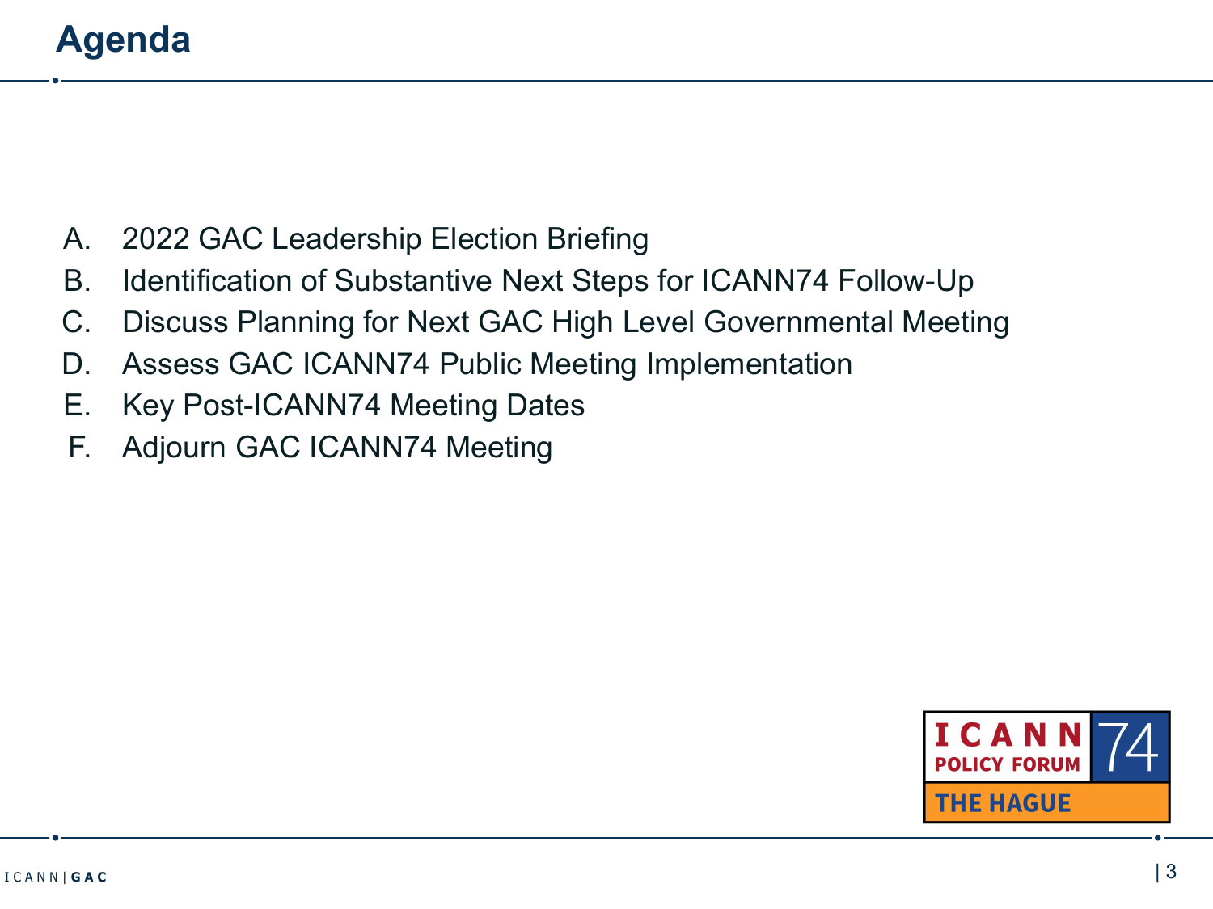# Agenda

A. 2022 GAC Leadership Election Briefing
B. Identification of Substantive Next Steps for ICANN74 Follow-Up
C. Discuss Planning for Next GAC High Level Governmental Meeting
D. Assess GAC ICANN74 Public Meeting Implementation
E. Key Post-ICANN74 Meeting Dates
F. Adjourn GAC ICANN74 Meeting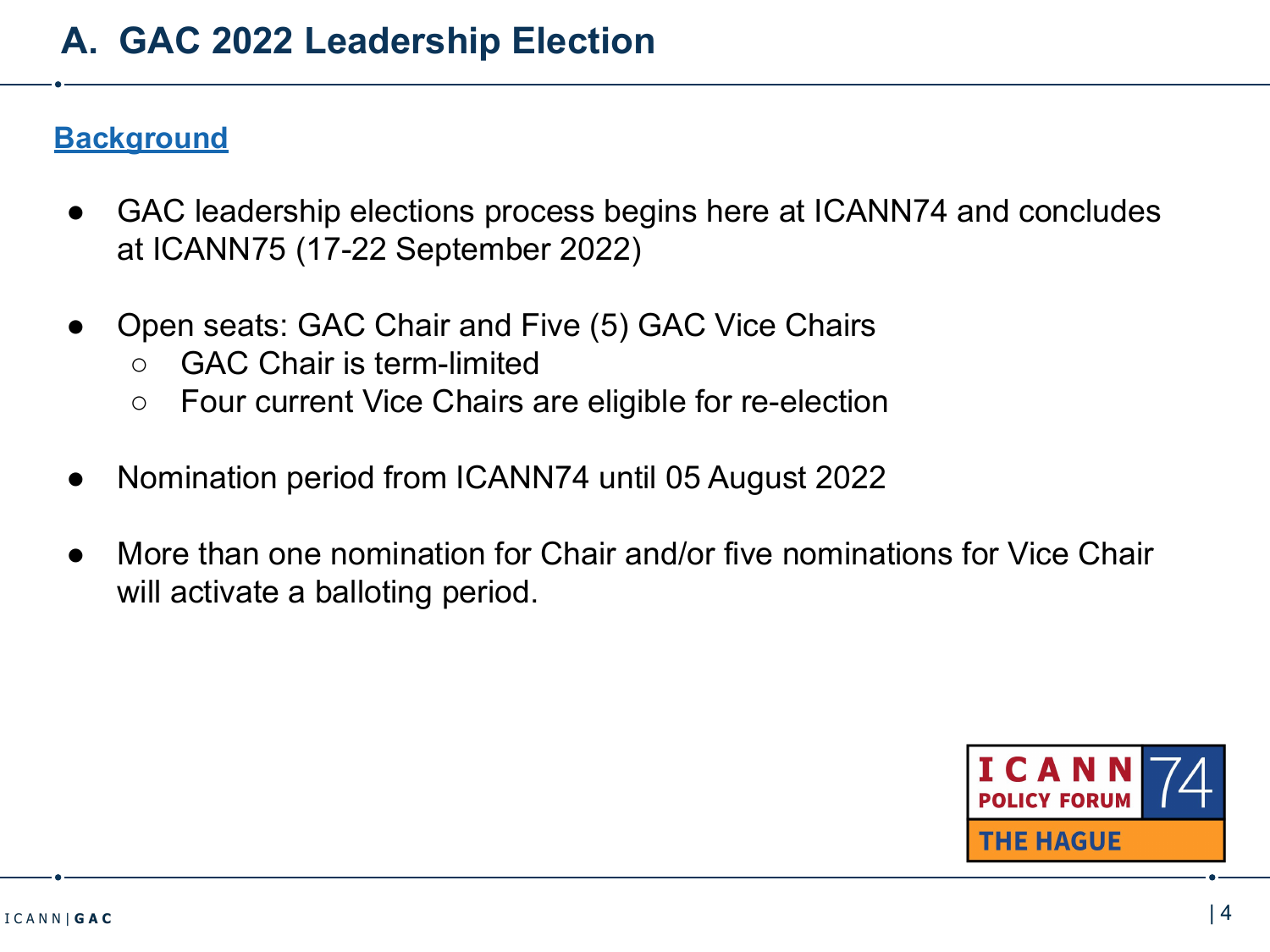# A. GAC 2022 Leadership Election

**Background**

- GAC leadership elections process begins here at ICANN74 and concludes at ICANN75 (17-22 September 2022)

- Open seats: GAC Chair and Five (5) GAC Vice Chairs
  - GAC Chair is term-limited
  - Four current Vice Chairs are eligible for re-election

- Nomination period from ICANN74 until 05 August 2022

- More than one nomination for Chair and/or five nominations for Vice Chair will activate a balloting period.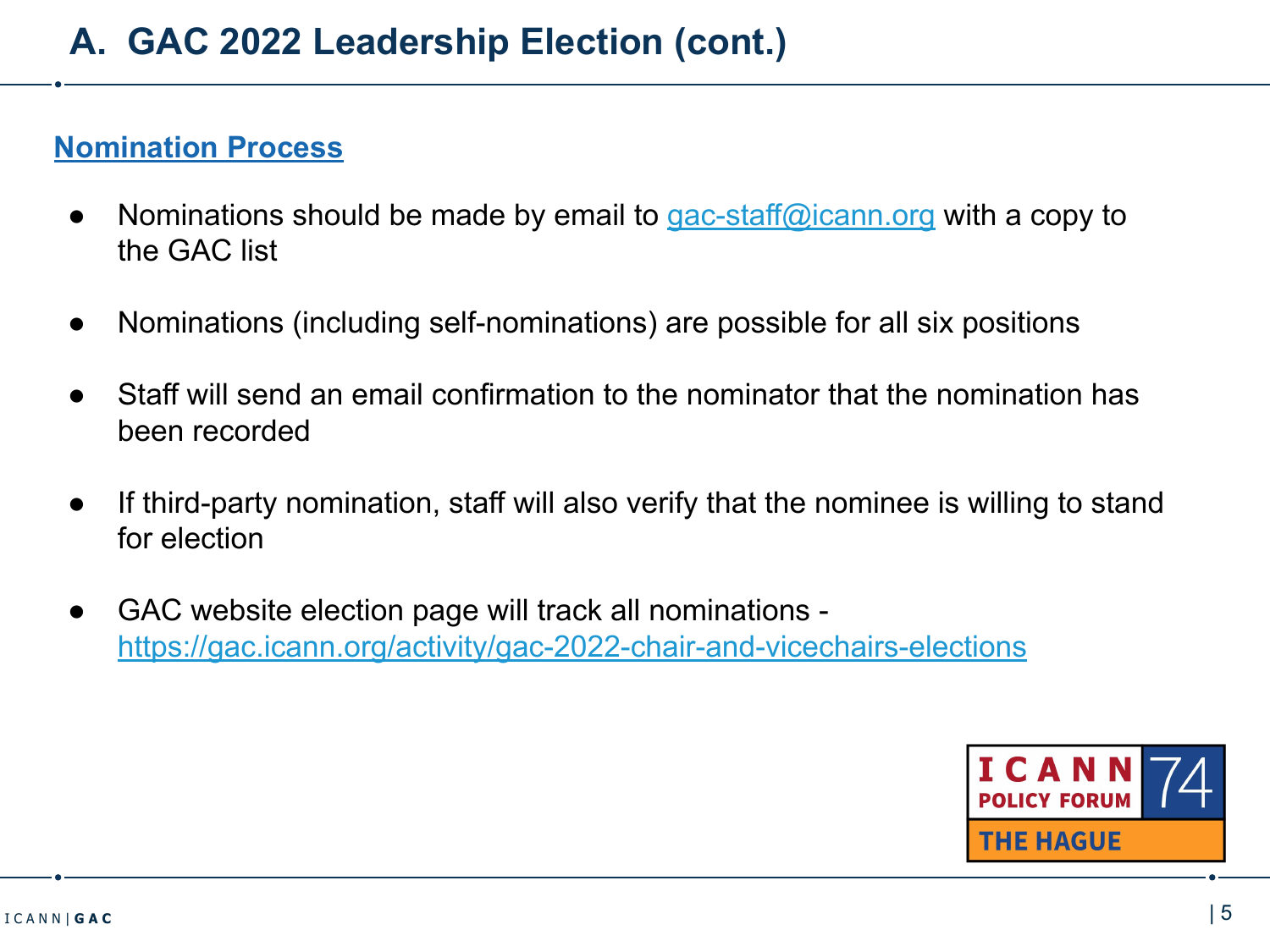# A. GAC 2022 Leadership Election (cont.)

## Nomination Process

- Nominations should be made by email to gac-staff@icann.org with a copy to the GAC list
- Nominations (including self-nominations) are possible for all six positions
- Staff will send an email confirmation to the nominator that the nomination has been recorded
- If third-party nomination, staff will also verify that the nominee is willing to stand for election
- GAC website election page will track all nominations - https://gac.icann.org/activity/gac-2022-chair-and-vicechairs-elections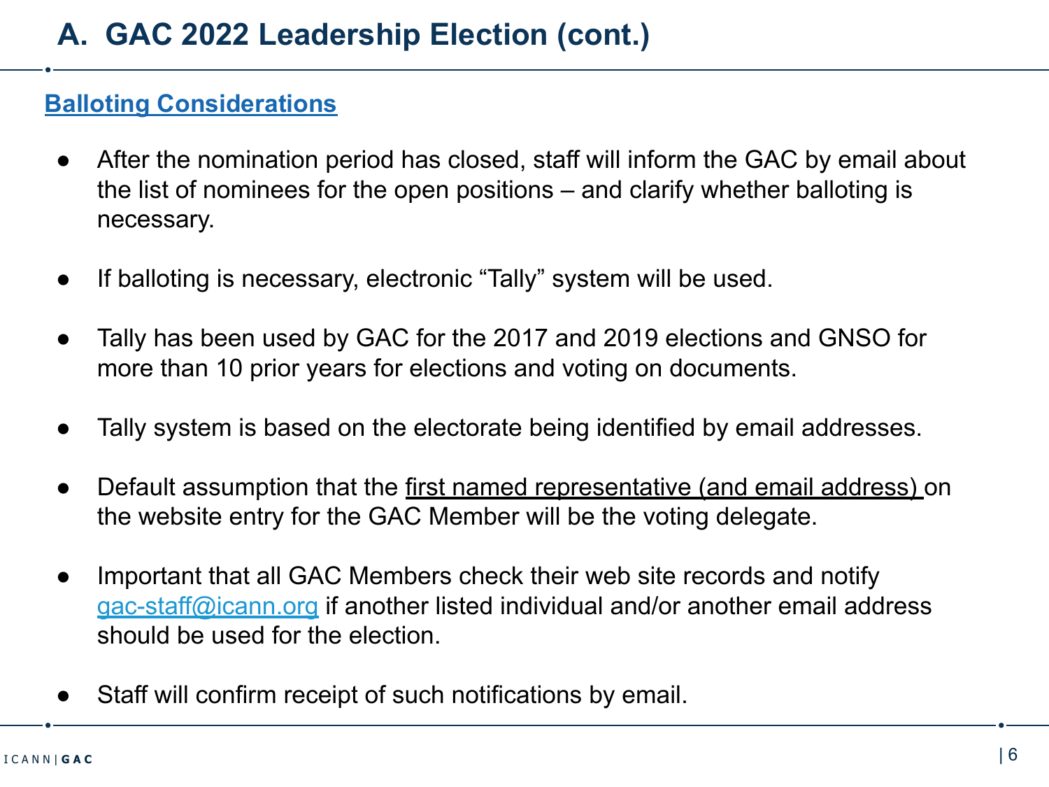# A. GAC 2022 Leadership Election (cont.)

## Balloting Considerations

- After the nomination period has closed, staff will inform the GAC by email about the list of nominees for the open positions – and clarify whether balloting is necessary.
- If balloting is necessary, electronic "Tally" system will be used.
- Tally has been used by GAC for the 2017 and 2019 elections and GNSO for more than 10 prior years for elections and voting on documents.
- Tally system is based on the electorate being identified by email addresses.
- Default assumption that the first named representative (and email address) on the website entry for the GAC Member will be the voting delegate.
- Important that all GAC Members check their web site records and notify gac-staff@icann.org if another listed individual and/or another email address should be used for the election.
- Staff will confirm receipt of such notifications by email.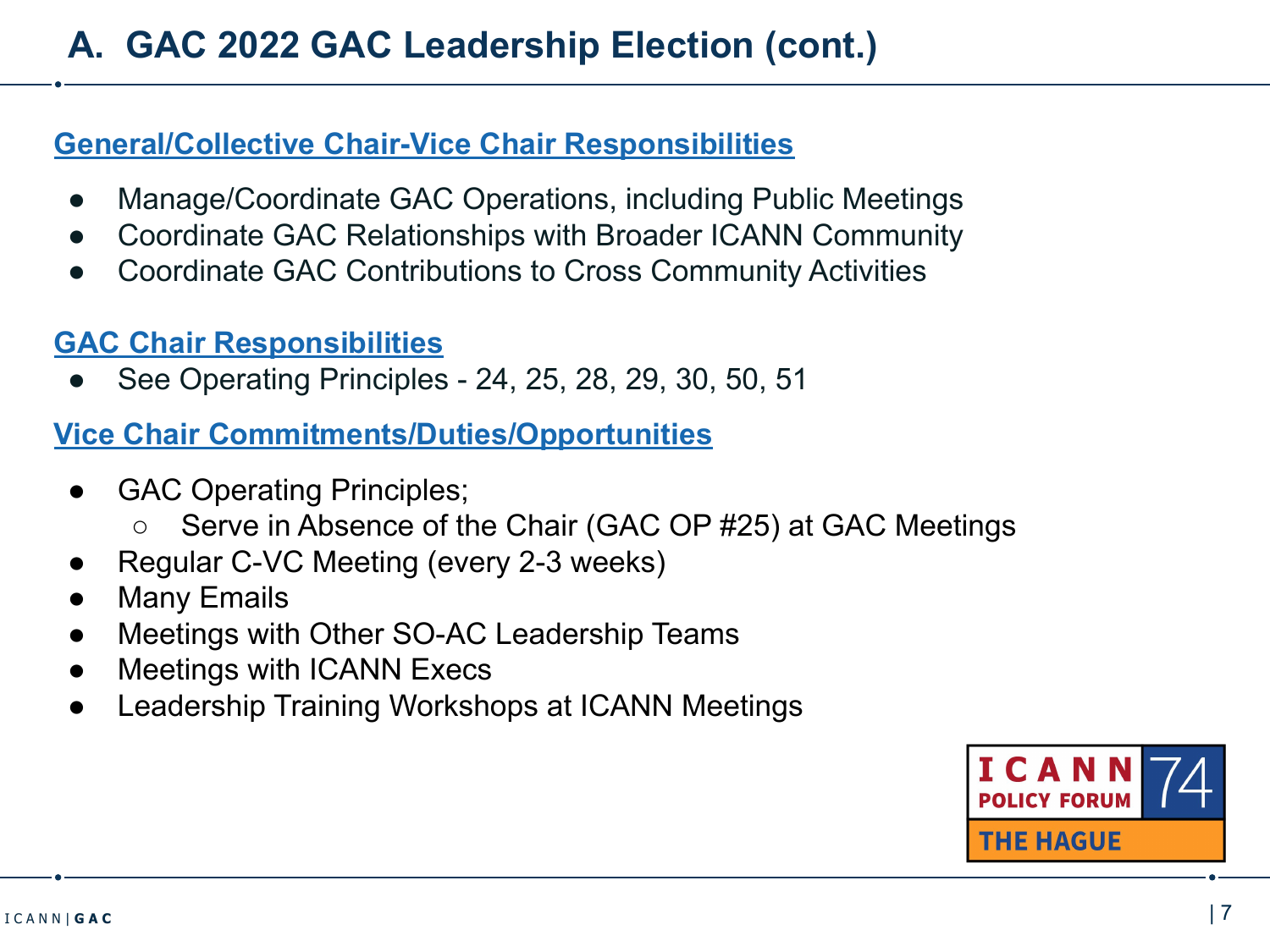# A. GAC 2022 GAC Leadership Election (cont.)

## General/Collective Chair-Vice Chair Responsibilities

- Manage/Coordinate GAC Operations, including Public Meetings
- Coordinate GAC Relationships with Broader ICANN Community
- Coordinate GAC Contributions to Cross Community Activities

## GAC Chair Responsibilities

- See Operating Principles - 24, 25, 28, 29, 30, 50, 51

## Vice Chair Commitments/Duties/Opportunities

- GAC Operating Principles;
  - Serve in Absence of the Chair (GAC OP #25) at GAC Meetings
- Regular C-VC Meeting (every 2-3 weeks)
- Many Emails
- Meetings with Other SO-AC Leadership Teams
- Meetings with ICANN Execs
- Leadership Training Workshops at ICANN Meetings

ICANN POLICY FORUM 74 THE HAGUE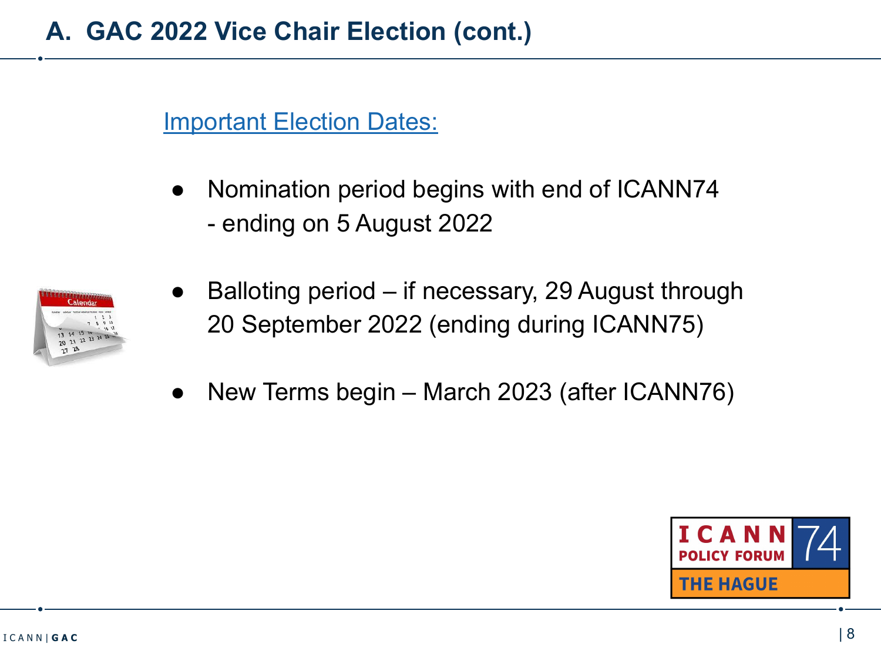# A. GAC 2022 Vice Chair Election (cont.)

Important Election Dates:

- Nomination period begins with end of ICANN74 - ending on 5 August 2022
- Balloting period – if necessary, 29 August through 20 September 2022 (ending during ICANN75)
- New Terms begin – March 2023 (after ICANN76)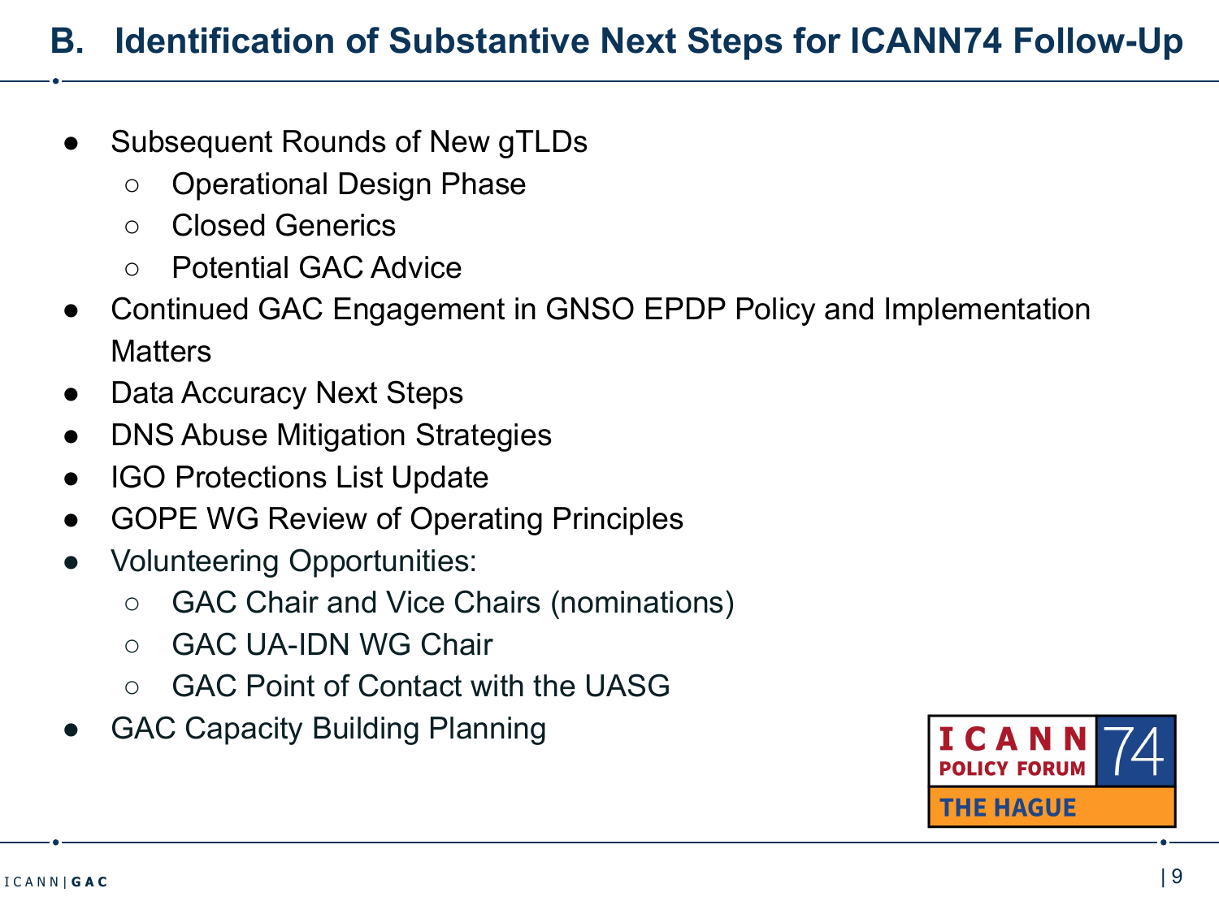## B. Identification of Substantive Next Steps for ICANN74 Follow-Up

- Subsequent Rounds of New gTLDs
  - Operational Design Phase
  - Closed Generics
  - Potential GAC Advice
- Continued GAC Engagement in GNSO EPDP Policy and Implementation Matters
- Data Accuracy Next Steps
- DNS Abuse Mitigation Strategies
- IGO Protections List Update
- GOPE WG Review of Operating Principles
- Volunteering Opportunities:
  - GAC Chair and Vice Chairs (nominations)
  - GAC UA-IDN WG Chair
  - GAC Point of Contact with the UASG
- GAC Capacity Building Planning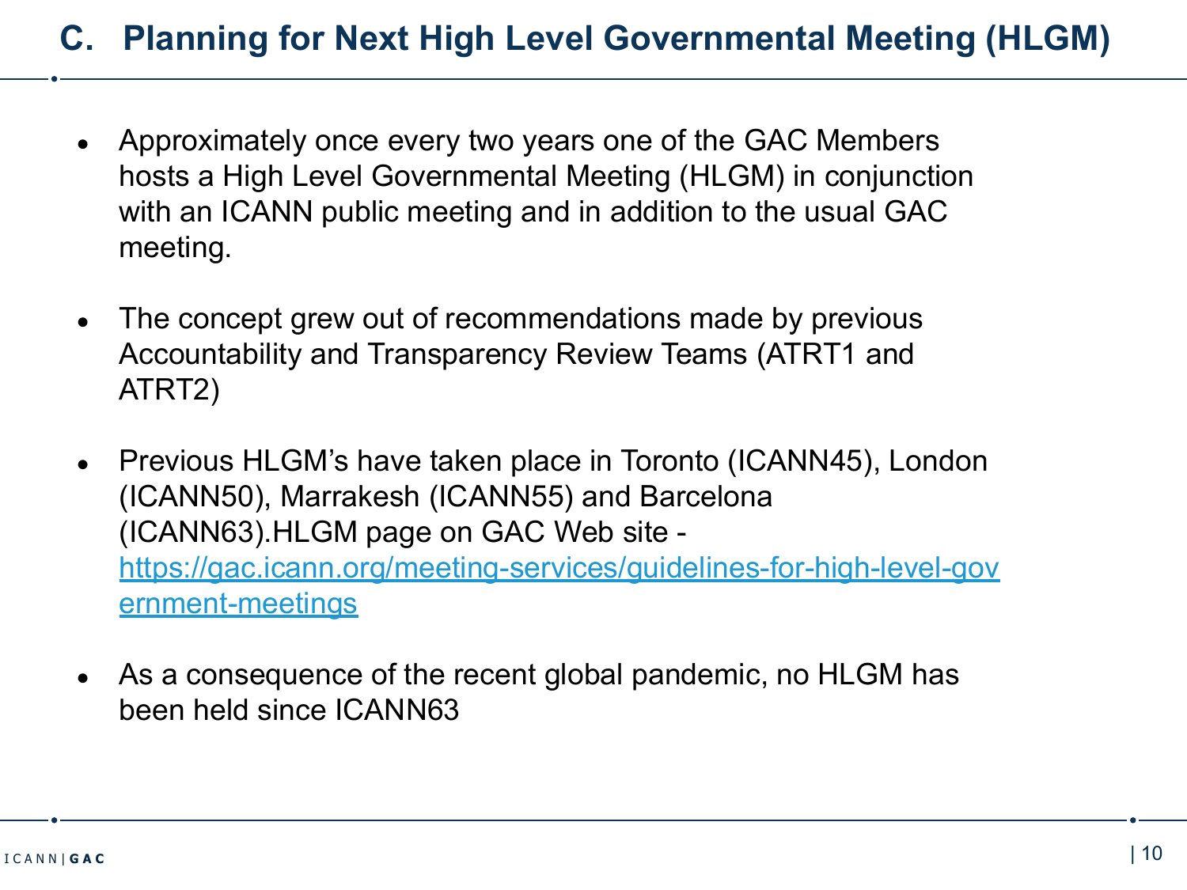## C. Planning for Next High Level Governmental Meeting (HLGM)

- Approximately once every two years one of the GAC Members hosts a High Level Governmental Meeting (HLGM) in conjunction with an ICANN public meeting and in addition to the usual GAC meeting.

- The concept grew out of recommendations made by previous Accountability and Transparency Review Teams (ATRT1 and ATRT2)

- Previous HLGM's have taken place in Toronto (ICANN45), London (ICANN50), Marrakesh (ICANN55) and Barcelona (ICANN63).HLGM page on GAC Web site - [https://gac.icann.org/meeting-services/guidelines-for-high-level-government-meetings](https://gac.icann.org/meeting-services/guidelines-for-high-level-government-meetings)

- As a consequence of the recent global pandemic, no HLGM has been held since ICANN63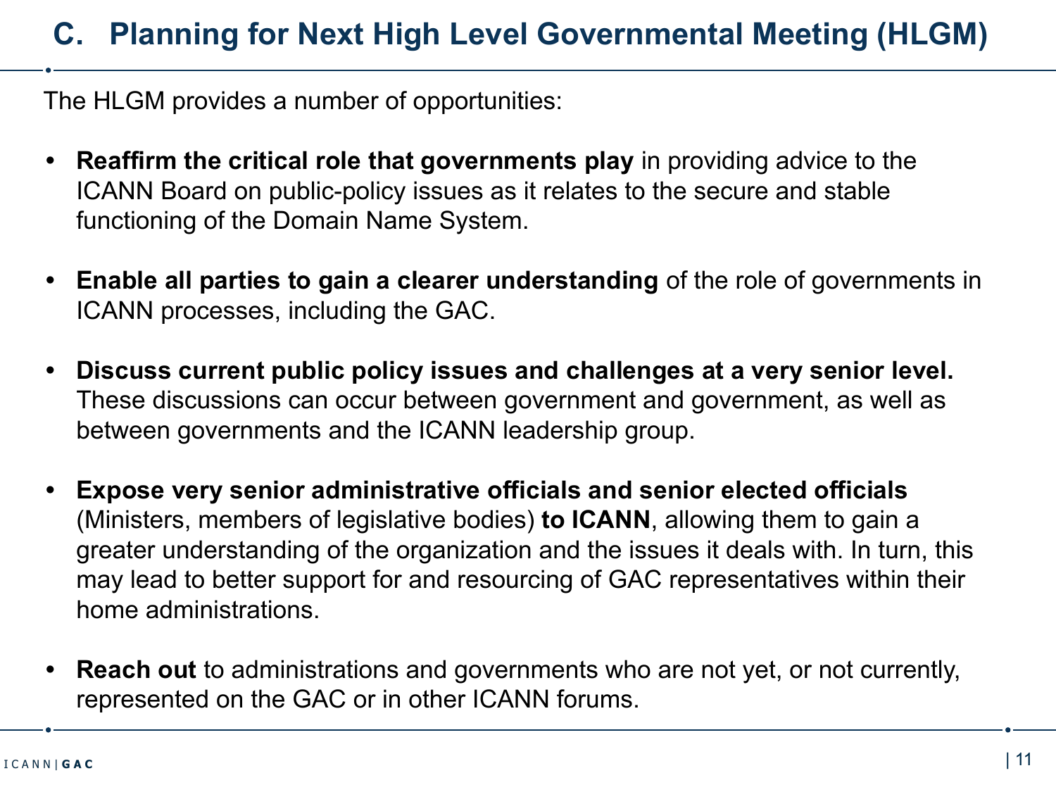## C. Planning for Next High Level Governmental Meeting (HLGM)

The HLGM provides a number of opportunities:

- **Reaffirm the critical role that governments play** in providing advice to the ICANN Board on public-policy issues as it relates to the secure and stable functioning of the Domain Name System.

- **Enable all parties to gain a clearer understanding** of the role of governments in ICANN processes, including the GAC.

- **Discuss current public policy issues and challenges at a very senior level.** These discussions can occur between government and government, as well as between governments and the ICANN leadership group.

- **Expose very senior administrative officials and senior elected officials** (Ministers, members of legislative bodies) **to ICANN**, allowing them to gain a greater understanding of the organization and the issues it deals with. In turn, this may lead to better support for and resourcing of GAC representatives within their home administrations.

- **Reach out** to administrations and governments who are not yet, or not currently, represented on the GAC or in other ICANN forums.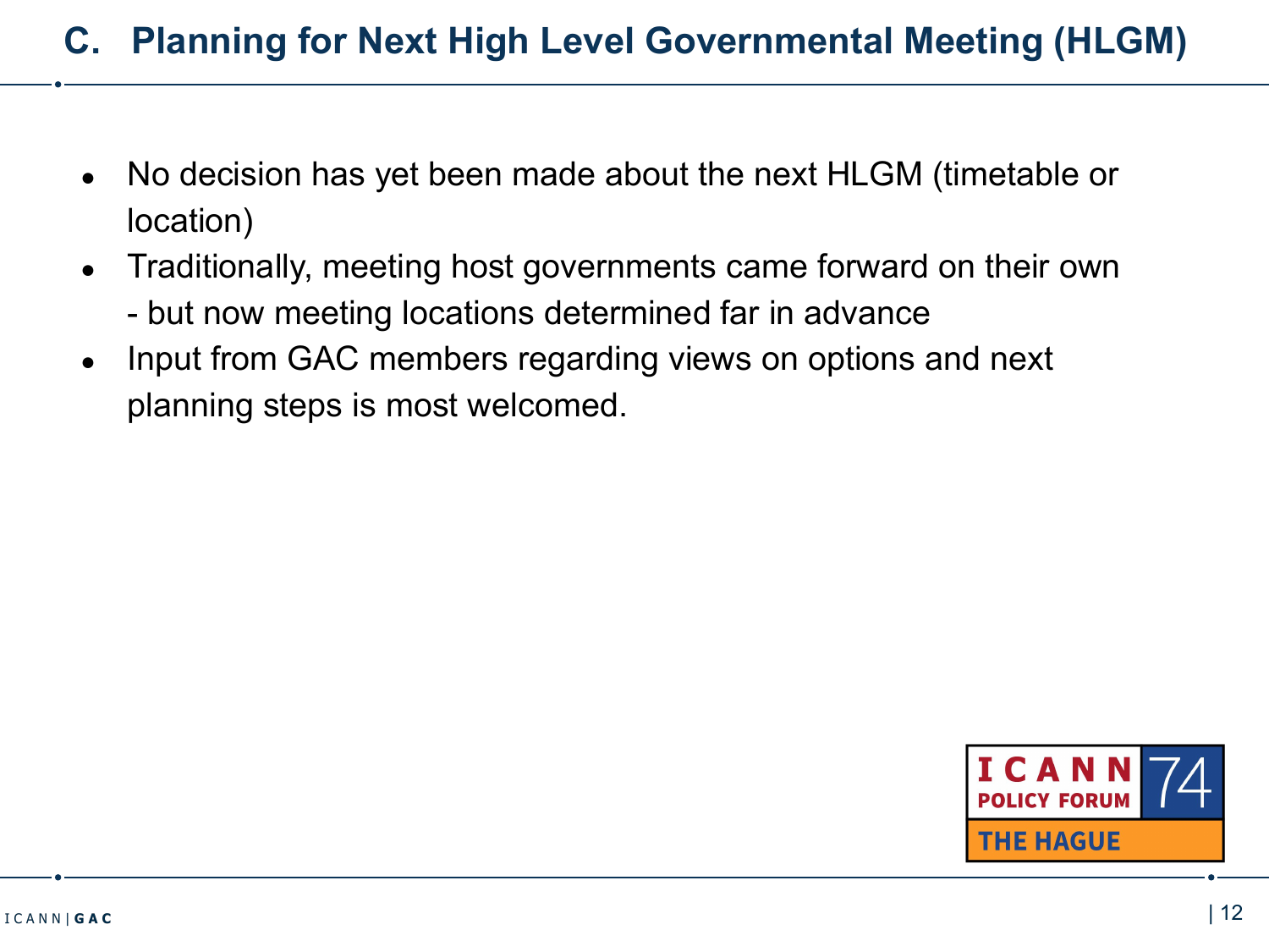# C. Planning for Next High Level Governmental Meeting (HLGM)

- No decision has yet been made about the next HLGM (timetable or location)
- Traditionally, meeting host governments came forward on their own - but now meeting locations determined far in advance
- Input from GAC members regarding views on options and next planning steps is most welcomed.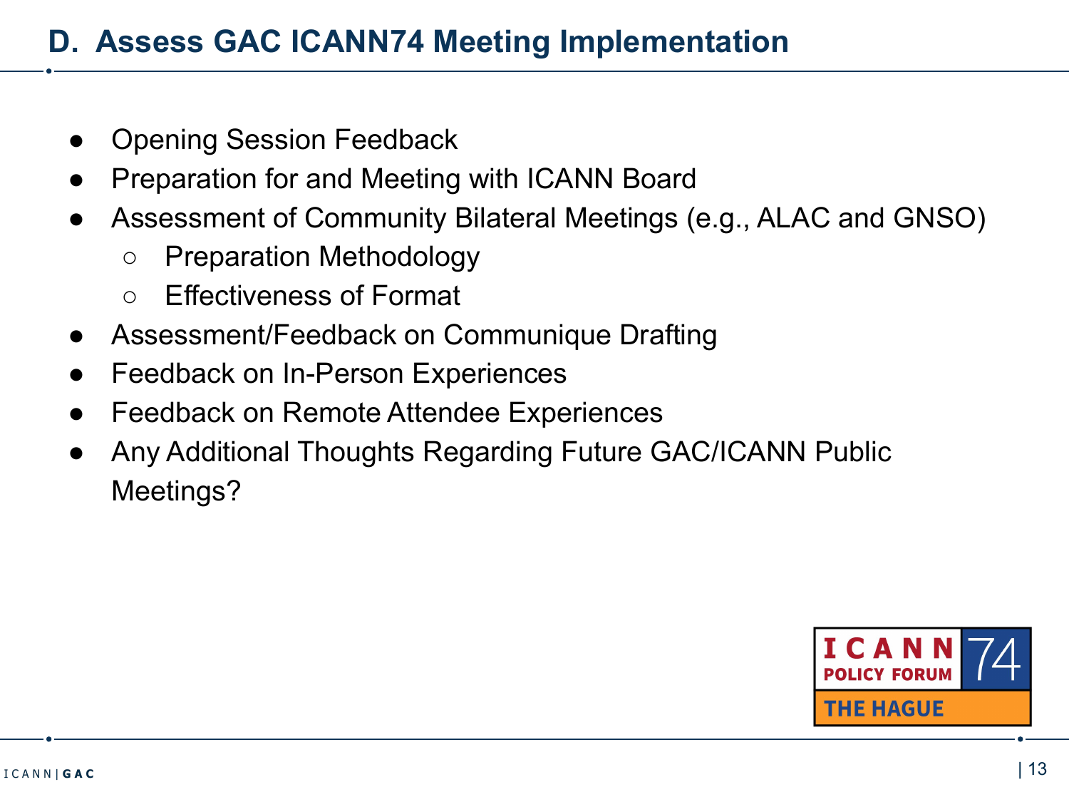## D. Assess GAC ICANN74 Meeting Implementation

- Opening Session Feedback
- Preparation for and Meeting with ICANN Board
- Assessment of Community Bilateral Meetings (e.g., ALAC and GNSO)
  - Preparation Methodology
  - Effectiveness of Format
- Assessment/Feedback on Communique Drafting
- Feedback on In-Person Experiences
- Feedback on Remote Attendee Experiences
- Any Additional Thoughts Regarding Future GAC/ICANN Public Meetings?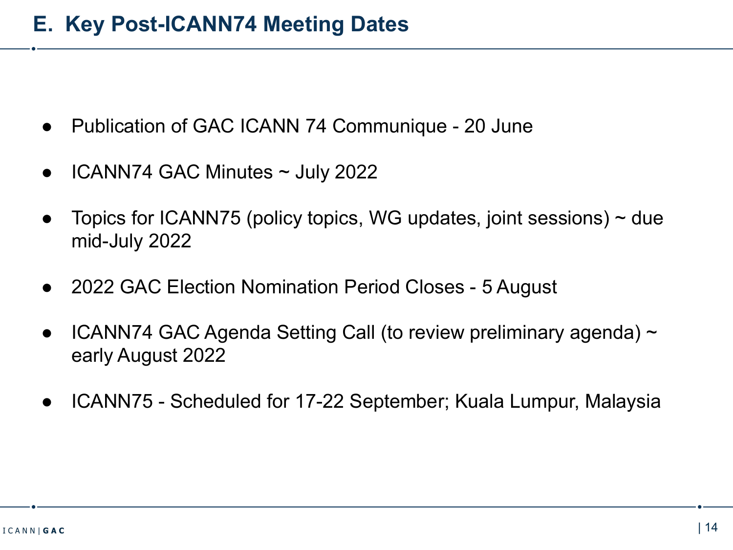# E. Key Post-ICANN74 Meeting Dates

- Publication of GAC ICANN 74 Communique - 20 June
- ICANN74 GAC Minutes ~ July 2022
- Topics for ICANN75 (policy topics, WG updates, joint sessions) ~ due mid-July 2022
- 2022 GAC Election Nomination Period Closes - 5 August
- ICANN74 GAC Agenda Setting Call (to review preliminary agenda) ~ early August 2022
- ICANN75 - Scheduled for 17-22 September; Kuala Lumpur, Malaysia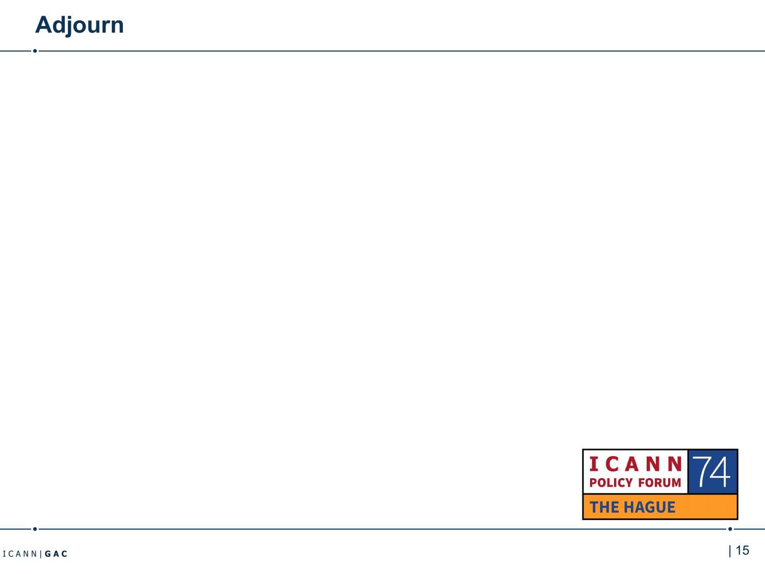# Adjourn